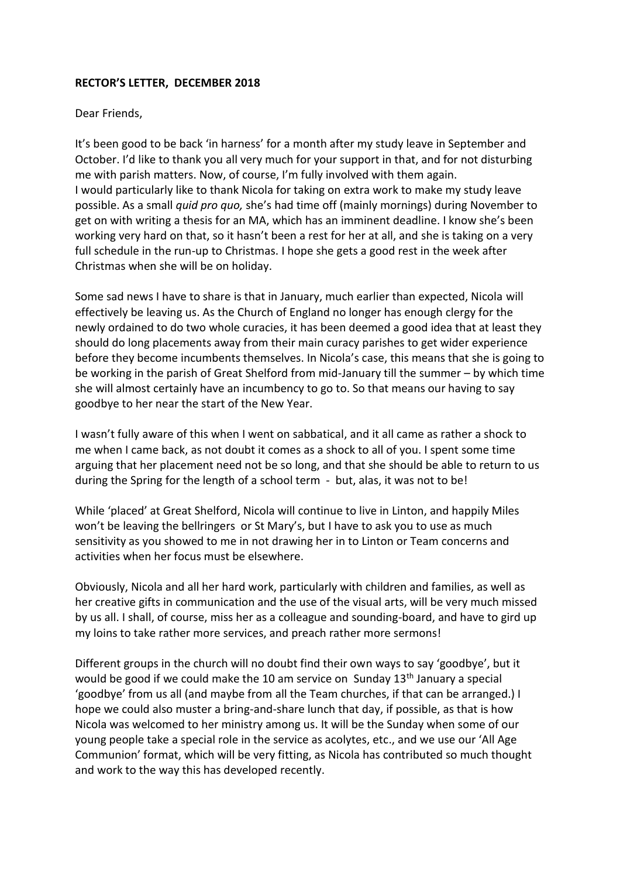**RECTOR'S LETTER, DECEMBER 2018**

Dear Friends,

It's been good to be back 'in harness' for a month after my study leave in September and October. I'd like to thank you all very much for your support in that, and for not disturbing me with parish matters. Now, of course, I'm fully involved with them again.
I would particularly like to thank Nicola for taking on extra work to make my study leave possible. As a small *quid pro quo,* she's had time off (mainly mornings) during November to get on with writing a thesis for an MA, which has an imminent deadline. I know she's been working very hard on that, so it hasn't been a rest for her at all, and she is taking on a very full schedule in the run-up to Christmas. I hope she gets a good rest in the week after Christmas when she will be on holiday.

Some sad news I have to share is that in January, much earlier than expected, Nicola will effectively be leaving us. As the Church of England no longer has enough clergy for the newly ordained to do two whole curacies, it has been deemed a good idea that at least they should do long placements away from their main curacy parishes to get wider experience before they become incumbents themselves. In Nicola's case, this means that she is going to be working in the parish of Great Shelford from mid-January till the summer – by which time she will almost certainly have an incumbency to go to. So that means our having to say goodbye to her near the start of the New Year.

I wasn't fully aware of this when I went on sabbatical, and it all came as rather a shock to me when I came back, as not doubt it comes as a shock to all of you. I spent some time arguing that her placement need not be so long, and that she should be able to return to us during the Spring for the length of a school term - but, alas, it was not to be!

While 'placed' at Great Shelford, Nicola will continue to live in Linton, and happily Miles won't be leaving the bellringers or St Mary's, but I have to ask you to use as much sensitivity as you showed to me in not drawing her in to Linton or Team concerns and activities when her focus must be elsewhere.

Obviously, Nicola and all her hard work, particularly with children and families, as well as her creative gifts in communication and the use of the visual arts, will be very much missed by us all. I shall, of course, miss her as a colleague and sounding-board, and have to gird up my loins to take rather more services, and preach rather more sermons!

Different groups in the church will no doubt find their own ways to say 'goodbye', but it would be good if we could make the 10 am service on Sunday 13th January a special 'goodbye' from us all (and maybe from all the Team churches, if that can be arranged.) I hope we could also muster a bring-and-share lunch that day, if possible, as that is how Nicola was welcomed to her ministry among us. It will be the Sunday when some of our young people take a special role in the service as acolytes, etc., and we use our 'All Age Communion' format, which will be very fitting, as Nicola has contributed so much thought and work to the way this has developed recently.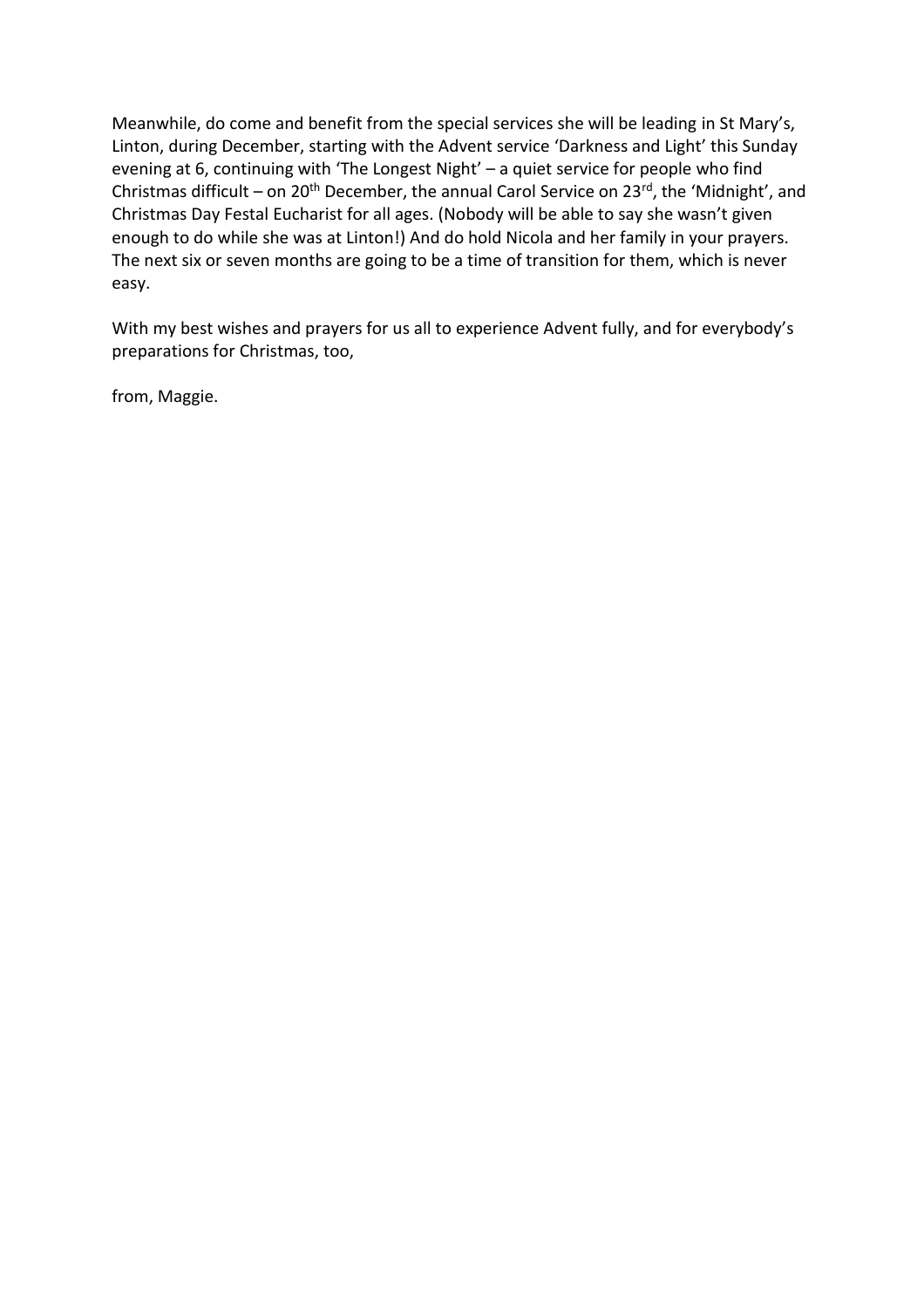Meanwhile, do come and benefit from the special services she will be leading in St Mary's, Linton, during December, starting with the Advent service 'Darkness and Light' this Sunday evening at 6, continuing with 'The Longest Night' – a quiet service for people who find Christmas difficult – on 20th December, the annual Carol Service on 23rd, the 'Midnight', and Christmas Day Festal Eucharist for all ages. (Nobody will be able to say she wasn't given enough to do while she was at Linton!) And do hold Nicola and her family in your prayers. The next six or seven months are going to be a time of transition for them, which is never easy.

With my best wishes and prayers for us all to experience Advent fully, and for everybody's preparations for Christmas, too,

from, Maggie.